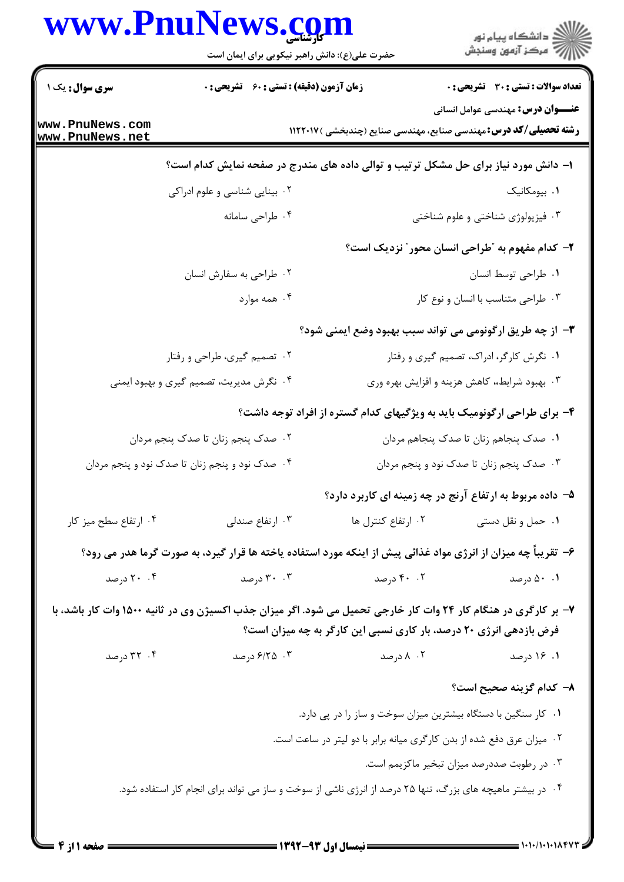حضرت علی(ع): دانش راهبر نیکویی برای ایمان است

| سری سوال: یک ۱ | زمان آزمون (دقیقه) : تستی : ۶۰ تشریحی : ۰ | تعداد سوالات : تستی : ۳۰ تشریحی : ۰ |
|---|---|---|

**عنـــوان درس:** مهندسی عوامل انسانی

**رشته تحصیلی/کد درس:** مهندسی صنایع، مهندسی صنایع (چندبخشی ) ۱۱۲۲۰۱۷

۱- دانش مورد نیاز برای حل مشکل ترتیب و توالی داده های مندرج در صفحه نمایش کدام است؟

۱. بیومکانیک
۲. بینایی شناسی و علوم ادراکی
۳. فیزیولوژی شناختی و علوم شناختی
۴. طراحی سامانه

۲- کدام مفهوم به "طراحی انسان محور" نزدیک است؟

۱. طراحی توسط انسان
۲. طراحی به سفارش انسان
۳. طراحی متناسب با انسان و نوع کار
۴. همه موارد

۳- از چه طریق ارگونومی می تواند سبب بهبود وضع ایمنی شود؟

۱. نگرش کارگر، ادراک، تصمیم گیری و رفتار
۲. تصمیم گیری، طراحی و رفتار
۳. بهبود شرایط، کاهش هزینه و افزایش بهره وری
۴. نگرش مدیریت، تصمیم گیری و بهبود ایمنی

۴- برای طراحی ارگونومیک باید به ویژگیهای کدام گستره از افراد توجه داشت؟

۱. صدک پنجاهم زنان تا صدک پنجاهم مردان
۲. صدک پنجم زنان تا صدک پنجم مردان
۳. صدک پنجم زنان تا صدک نود و پنجم مردان
۴. صدک نود و پنجم زنان تا صدک نود و پنجم مردان

۵- داده مربوط به ارتفاع آرنج در چه زمینه ای کاربرد دارد؟

۱. حمل و نقل دستی
۲. ارتفاع کنترل ها
۳. ارتفاع صندلی
۴. ارتفاع سطح میز کار

۶- تقریباً چه میزان از انرژی مواد غذائی پیش از اینکه مورد استفاده یاخته ها قرار گیرد، به صورت گرما هدر می رود؟

۱. ۵۰ درصد
۲. ۴۰ درصد
۳. ۳۰ درصد
۴. ۲۰ درصد

۷- بر کارگری در هنگام کار ۲۴ وات کار خارجی تحمیل می شود. اگر میزان جذب اکسیژن وی در ثانیه ۱۵۰۰ وات کار باشد، با فرض بازدهی انرژی ۲۰ درصد، بار کاری نسبی این کارگر به چه میزان است؟

۱. ۱۶ درصد
۲. ۸ درصد
۳. ۶/۲۵ درصد
۴. ۳۲ درصد

۸- کدام گزینه صحیح است؟

۱. کار سنگین با دستگاه بیشترین میزان سوخت و ساز را در پی دارد.
۲. میزان عرق دفع شده از بدن کارگری میانه برابر با دو لیتر در ساعت است.
۳. در رطوبت صددرصد میزان تبخیر ماکزیمم است.
۴. در بیشتر ماهیچه های بزرگ، تنها ۲۵ درصد از انرژی ناشی از سوخت و ساز می تواند برای انجام کار استفاده شود.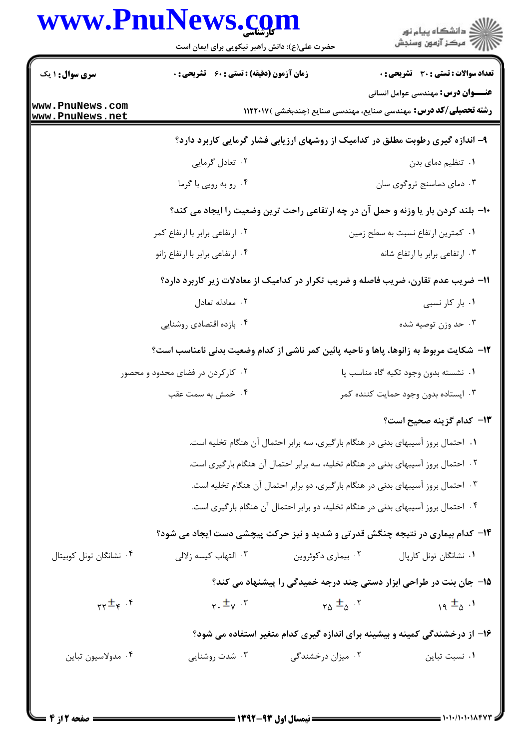**۹- اندازه گیری رطوبت مطلق در کدامیک از روشهای ارزیابی فشار گرمایی کاربرد دارد؟**

۱. تنظیم دمای بدن

۲. تعادل گرمایی

۳. دمای دماسنج تروگوی سان

۴. رو به رویی با گرما

**۱۰- بلند کردن بار یا وزنه و حمل آن در چه ارتفاعی راحت ترین وضعیت را ایجاد می کند؟**

۱. کمترین ارتفاع نسبت به سطح زمین

۲. ارتفاعی برابر با ارتفاع کمر

۳. ارتفاعی برابر با ارتفاع شانه

۴. ارتفاعی برابر با ارتفاع زانو

**۱۱- ضریب عدم تقارن، ضریب فاصله و ضریب تکرار در کدامیک از معادلات زیر کاربرد دارد؟**

۱. بار کار نسبی

۲. معادله تعادل

۳. حد وزن توصیه شده

۴. بازده اقتصادی روشنایی

**۱۲- شکایت مربوط به زانوها، پاها و ناحیه پائین کمر ناشی از کدام وضعیت بدنی نامناسب است؟**

۱. نشسته بدون وجود تکیه گاه مناسب پا

۲. کارکردن در فضای محدود و محصور

۳. ایستاده بدون وجود حمایت کننده کمر

۴. خمش به سمت عقب

**۱۳- کدام گزینه صحیح است؟**

۱. احتمال بروز آسیبهای بدنی در هنگام بارگیری، سه برابر احتمال آن هنگام تخلیه است.

۲. احتمال بروز آسیبهای بدنی در هنگام تخلیه، سه برابر احتمال آن هنگام بارگیری است.

۳. احتمال بروز آسیبهای بدنی در هنگام بارگیری، دو برابر احتمال آن هنگام تخلیه است.

۴. احتمال بروز آسیبهای بدنی در هنگام تخلیه، دو برابر احتمال آن هنگام بارگیری است.

**۱۴- کدام بیماری در نتیجه چنگش قدرتی و شدید و نیز حرکت پیچشی دست ایجاد می شود؟**

۱. نشانگان تونل کارپال

۲. بیماری دکوئروین

۳. التهاب کیسه زلالی

۴. نشانگان تونل کوبیتال

**۱۵- جان بنت در طراحی ابزار دستی چند درجه خمیدگی را پیشنهاد می کند؟**

۱. $19 \pm 5$

۲. $25 \pm 5$

۳. $20 \pm 7$

۴. $22 \pm 4$

**۱۶- از درخشندگی کمینه و بیشینه برای اندازه گیری کدام متغیر استفاده می شود؟**

۱. نسبت تباین

۲. میزان درخشندگی

۳. شدت روشنایی

۴. مدولاسیون تباین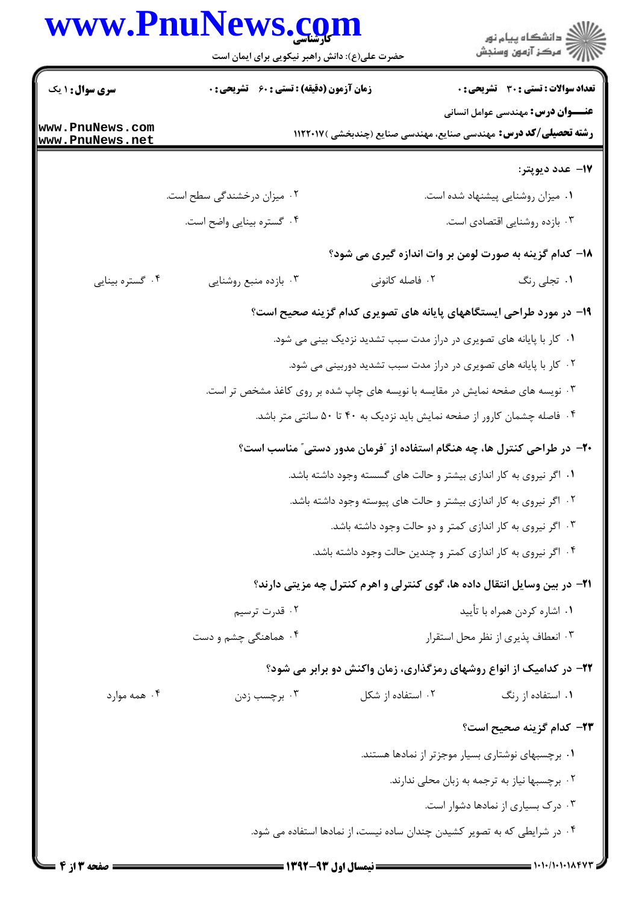**۱۷- عدد دیوپتر:**

۱. میزان روشنایی پیشنهاد شده است.

۲. میزان درخشندگی سطح است.

۳. بازده روشنایی اقتصادی است.

۴. گستره بینایی واضح است.

**۱۸- کدام گزینه به صورت لومن بر وات اندازه گیری می شود؟**

۱. تجلی رنگ

۲. فاصله کانونی

۳. بازده منبع روشنایی

۴. گستره بینایی

**۱۹- در مورد طراحی ایستگاههای پایانه های تصویری کدام گزینه صحیح است؟**

۱. کار با پایانه های تصویری در دراز مدت سبب تشدید نزدیک بینی می شود.

۲. کار با پایانه های تصویری در دراز مدت سبب تشدید دوربینی می شود.

۳. نویسه های صفحه نمایش در مقایسه با نویسه های چاپ شده بر روی کاغذ مشخص تر است.

۴. فاصله چشمان کارور از صفحه نمایش باید نزدیک به ۴۰ تا ۵۰ سانتی متر باشد.

**۲۰- در طراحی کنترل ها، چه هنگام استفاده از "فرمان مدور دستی" مناسب است؟**

۱. اگر نیروی به کار اندازی بیشتر و حالت های گسسته وجود داشته باشد.

۲. اگر نیروی به کار اندازی بیشتر و حالت های پیوسته وجود داشته باشد.

۳. اگر نیروی به کار اندازی کمتر و دو حالت وجود داشته باشد.

۴. اگر نیروی به کار اندازی کمتر و چندین حالت وجود داشته باشد.

**۲۱- در بین وسایل انتقال داده ها، گوی کنترلی و اهرم کنترل چه مزیتی دارند؟**

۱. اشاره کردن همراه با تأیید

۲. قدرت ترسیم

۳. انعطاف پذیری از نظر محل استقرار

۴. هماهنگی چشم و دست

**۲۲- در کدامیک از انواع روشهای رمزگذاری، زمان واکنش دو برابر می شود؟**

۱. استفاده از رنگ

۲. استفاده از شکل

۳. برچسب زدن

۴. همه موارد

**۲۳- کدام گزینه صحیح است؟**

۱. برچسبهای نوشتاری بسیار موجزتر از نمادها هستند.

۲. برچسبها نیاز به ترجمه به زبان محلی ندارند.

۳. درک بسیاری از نمادها دشوار است.

۴. در شرایطی که به تصویر کشیدن چندان ساده نیست، از نمادها استفاده می شود.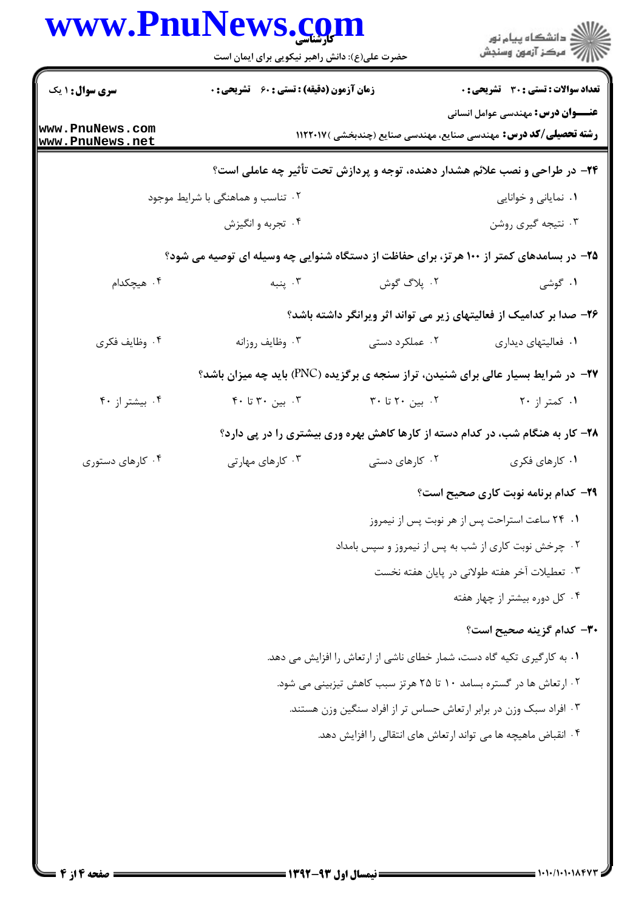**۲۴- در طراحی و نصب علائم هشدار دهنده، توجه و پردازش تحت تأثیر چه عاملی است؟**

۱. نمایانی و خوانایی

۲. تناسب و هماهنگی با شرایط موجود

۳. نتیجه گیری روشن

۴. تجربه و انگیزش

**۲۵- در بسامدهای کمتر از ۱۰۰ هرتز، برای حفاظت از دستگاه شنوایی چه وسیله ای توصیه می شود؟**

۱. گوشی

۲. پلاگ گوش

۳. پنبه

۴. هیچکدام

**۲۶- صدا بر کدامیک از فعالیتهای زیر می تواند اثر ویرانگر داشته باشد؟**

۱. فعالیتهای دیداری

۲. عملکرد دستی

۳. وظایف روزانه

۴. وظایف فکری

**۲۷- در شرایط بسیار عالی برای شنیدن، تراز سنجه ی برگزیده (PNC) باید چه میزان باشد؟**

۱. کمتر از ۲۰

۲. بین ۲۰ تا ۳۰

۳. بین ۳۰ تا ۴۰

۴. بیشتر از ۴۰

**۲۸- کار به هنگام شب، در کدام دسته از کارها کاهش بهره وری بیشتری را در پی دارد؟**

۱. کارهای فکری

۲. کارهای دستی

۳. کارهای مهارتی

۴. کارهای دستوری

**۲۹- کدام برنامه نوبت کاری صحیح است؟**

۱. ۲۴ ساعت استراحت پس از هر نوبت پس از نیمروز

۲. چرخش نوبت کاری از شب به پس از نیمروز و سپس بامداد

۳. تعطیلات آخر هفته طولانی در پایان هفته نخست

۴. کل دوره بیشتر از چهار هفته

**۳۰- کدام گزینه صحیح است؟**

۱. به کارگیری تکیه گاه دست، شمار خطای ناشی از ارتعاش را افزایش می دهد.

۲. ارتعاش ها در گستره بسامد ۱۰ تا ۲۵ هرتز سبب کاهش تیزبینی می شود.

۳. افراد سبک وزن در برابر ارتعاش حساس تر از افراد سنگین وزن هستند.

۴. انقباض ماهیچه ها می تواند ارتعاش های انتقالی را افزایش دهد.